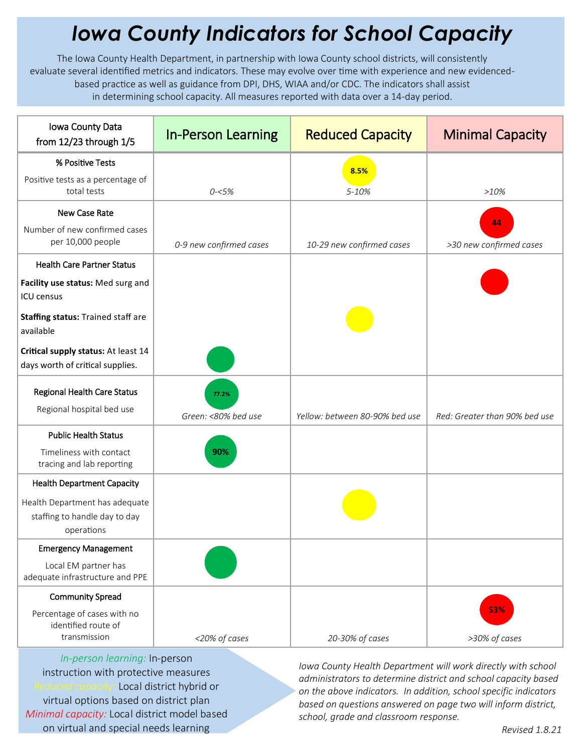# *Iowa County Indicators for School Capacity*

The Iowa County Health Department, in partnership with Iowa County school districts, will consistently evaluate several identified metrics and indicators. These may evolve over time with experience and new evidenced-based practice as well as guidance from DPI, DHS, WIAA and/or CDC. The indicators shall assist in determining school capacity. All measures reported with data over a 14-day period.

| Iowa County Data from 12/23 through 1/5 | In-Person Learning | Reduced Capacity | Minimal Capacity |
|---|---|---|---|
| **% Positive Tests** Positive tests as a percentage of total tests | *0-<5%* | 8.5% *5-10%* | *>10%* |
| **New Case Rate** Number of new confirmed cases per 10,000 people | *0-9 new confirmed cases* | *10-29 new confirmed cases* | 44 *>30 new confirmed cases* |
| **Health Care Partner Status** **Facility use status:** Med surg and ICU census | | | ● (red) |
| **Staffing status:** Trained staff are available | | ● (yellow) | |
| **Critical supply status:** At least 14 days worth of critical supplies. | ● (green) | | |
| **Regional Health Care Status** Regional hospital bed use | 77.2% *Green: <80% bed use* | *Yellow: between 80-90% bed use* | *Red: Greater than 90% bed use* |
| **Public Health Status** Timeliness with contact tracing and lab reporting | 90% | | |
| **Health Department Capacity** Health Department has adequate staffing to handle day to day operations | | ● (yellow) | |
| **Emergency Management** Local EM partner has adequate infrastructure and PPE | ● (green) | | |
| **Community Spread** Percentage of cases with no identified route of transmission | *<20% of cases* | *20-30% of cases* | 53% *>30% of cases* |

*In-person learning:* In-person instruction with protective measures
*Reduced capacity:* Local district hybrid or virtual options based on district plan
*Minimal capacity:* Local district model based on virtual and special needs learning

*Iowa County Health Department will work directly with school administrators to determine district and school capacity based on the above indicators. In addition, school specific indicators based on questions answered on page two will inform district, school, grade and classroom response.*

*Revised 1.8.21*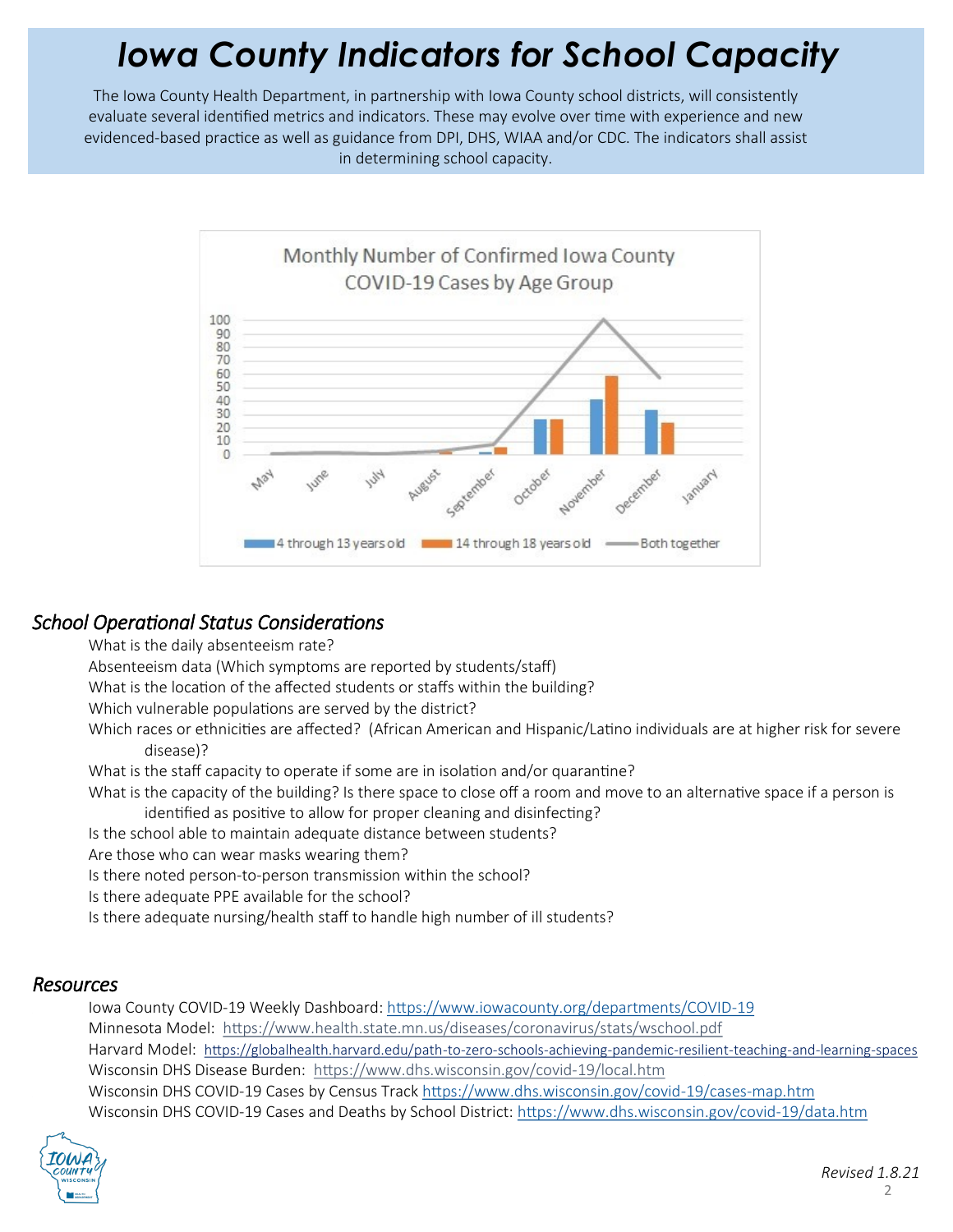# Iowa County Indicators for School Capacity

The Iowa County Health Department, in partnership with Iowa County school districts, will consistently evaluate several identified metrics and indicators. These may evolve over time with experience and new evidenced-based practice as well as guidance from DPI, DHS, WIAA and/or CDC. The indicators shall assist in determining school capacity.

Monthly Number of Confirmed Iowa County COVID-19 Cases by Age Group

100
90
80
70
60
50
40
30
20
10
0

May
June
July
August
September
October
November
December
January

4 through 13 years old
14 through 18 years old
Both together

## *School Operational Status Considerations*

- What is the daily absenteeism rate?
- Absenteeism data (Which symptoms are reported by students/staff)
- What is the location of the affected students or staffs within the building?
- Which vulnerable populations are served by the district?
- Which races or ethnicities are affected? (African American and Hispanic/Latino individuals are at higher risk for severe disease)?
- What is the staff capacity to operate if some are in isolation and/or quarantine?
- What is the capacity of the building? Is there space to close off a room and move to an alternative space if a person is identified as positive to allow for proper cleaning and disinfecting?
- Is the school able to maintain adequate distance between students?
- Are those who can wear masks wearing them?
- Is there noted person-to-person transmission within the school?
- Is there adequate PPE available for the school?
- Is there adequate nursing/health staff to handle high number of ill students?

## *Resources*

- Iowa County COVID-19 Weekly Dashboard: https://www.iowacounty.org/departments/COVID-19
- Minnesota Model: https://www.health.state.mn.us/diseases/coronavirus/stats/wschool.pdf
- Harvard Model: https://globalhealth.harvard.edu/path-to-zero-schools-achieving-pandemic-resilient-teaching-and-learning-spaces
- Wisconsin DHS Disease Burden: https://www.dhs.wisconsin.gov/covid-19/local.htm
- Wisconsin DHS COVID-19 Cases by Census Track https://www.dhs.wisconsin.gov/covid-19/cases-map.htm
- Wisconsin DHS COVID-19 Cases and Deaths by School District: https://www.dhs.wisconsin.gov/covid-19/data.htm

*Revised 1.8.21*